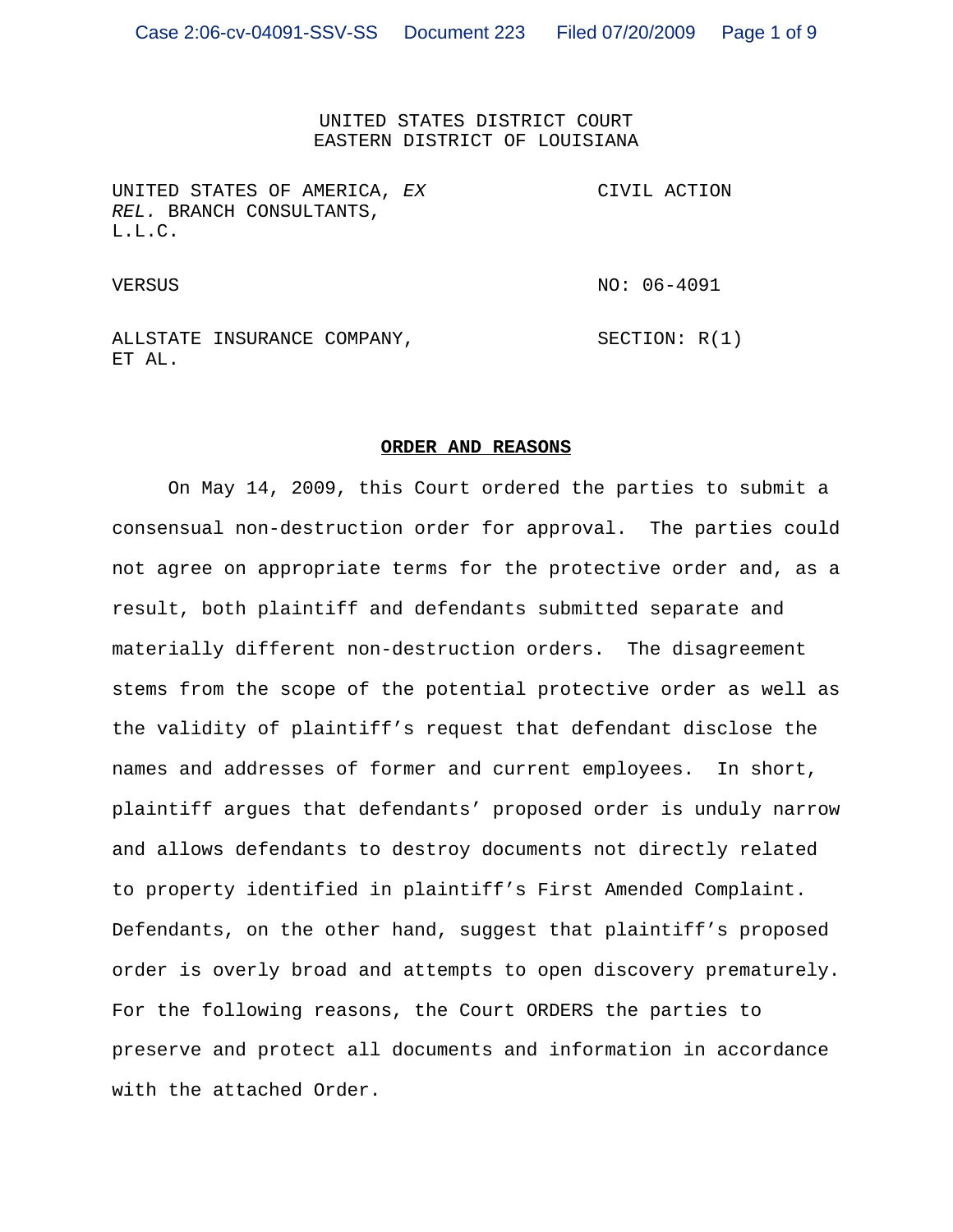UNITED STATES DISTRICT COURT
EASTERN DISTRICT OF LOUISIANA

| | |
|---|---|
| UNITED STATES OF AMERICA, *EX REL.* BRANCH CONSULTANTS, L.L.C. | CIVIL ACTION |
| VERSUS | NO: 06-4091 |
| ALLSTATE INSURANCE COMPANY, ET AL. | SECTION: R(1) |

**ORDER AND REASONS**

On May 14, 2009, this Court ordered the parties to submit a consensual non-destruction order for approval. The parties could not agree on appropriate terms for the protective order and, as a result, both plaintiff and defendants submitted separate and materially different non-destruction orders. The disagreement stems from the scope of the potential protective order as well as the validity of plaintiff's request that defendant disclose the names and addresses of former and current employees. In short, plaintiff argues that defendants' proposed order is unduly narrow and allows defendants to destroy documents not directly related to property identified in plaintiff's First Amended Complaint. Defendants, on the other hand, suggest that plaintiff's proposed order is overly broad and attempts to open discovery prematurely. For the following reasons, the Court ORDERS the parties to preserve and protect all documents and information in accordance with the attached Order.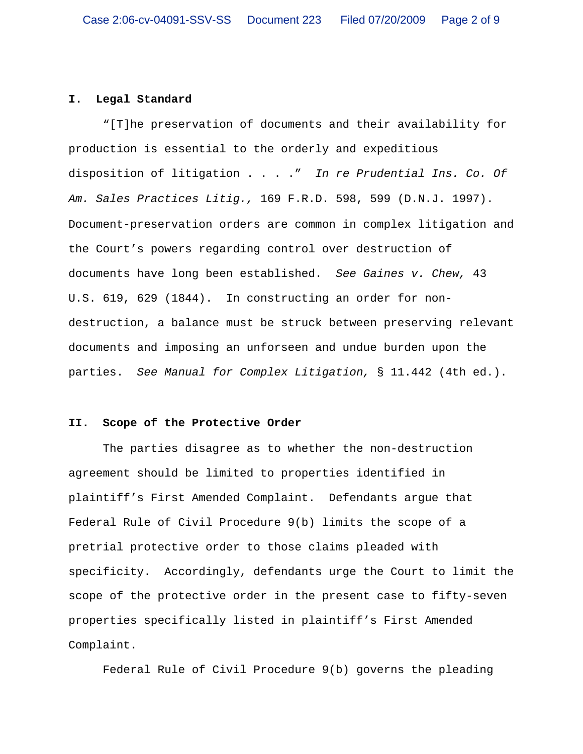## I. Legal Standard

"[T]he preservation of documents and their availability for production is essential to the orderly and expeditious disposition of litigation . . . ." *In re Prudential Ins. Co. Of Am. Sales Practices Litig.,* 169 F.R.D. 598, 599 (D.N.J. 1997). Document-preservation orders are common in complex litigation and the Court's powers regarding control over destruction of documents have long been established. *See Gaines v. Chew,* 43 U.S. 619, 629 (1844). In constructing an order for non-destruction, a balance must be struck between preserving relevant documents and imposing an unforseen and undue burden upon the parties. *See Manual for Complex Litigation,* § 11.442 (4th ed.).

## II. Scope of the Protective Order

The parties disagree as to whether the non-destruction agreement should be limited to properties identified in plaintiff's First Amended Complaint. Defendants argue that Federal Rule of Civil Procedure 9(b) limits the scope of a pretrial protective order to those claims pleaded with specificity. Accordingly, defendants urge the Court to limit the scope of the protective order in the present case to fifty-seven properties specifically listed in plaintiff's First Amended Complaint.

Federal Rule of Civil Procedure 9(b) governs the pleading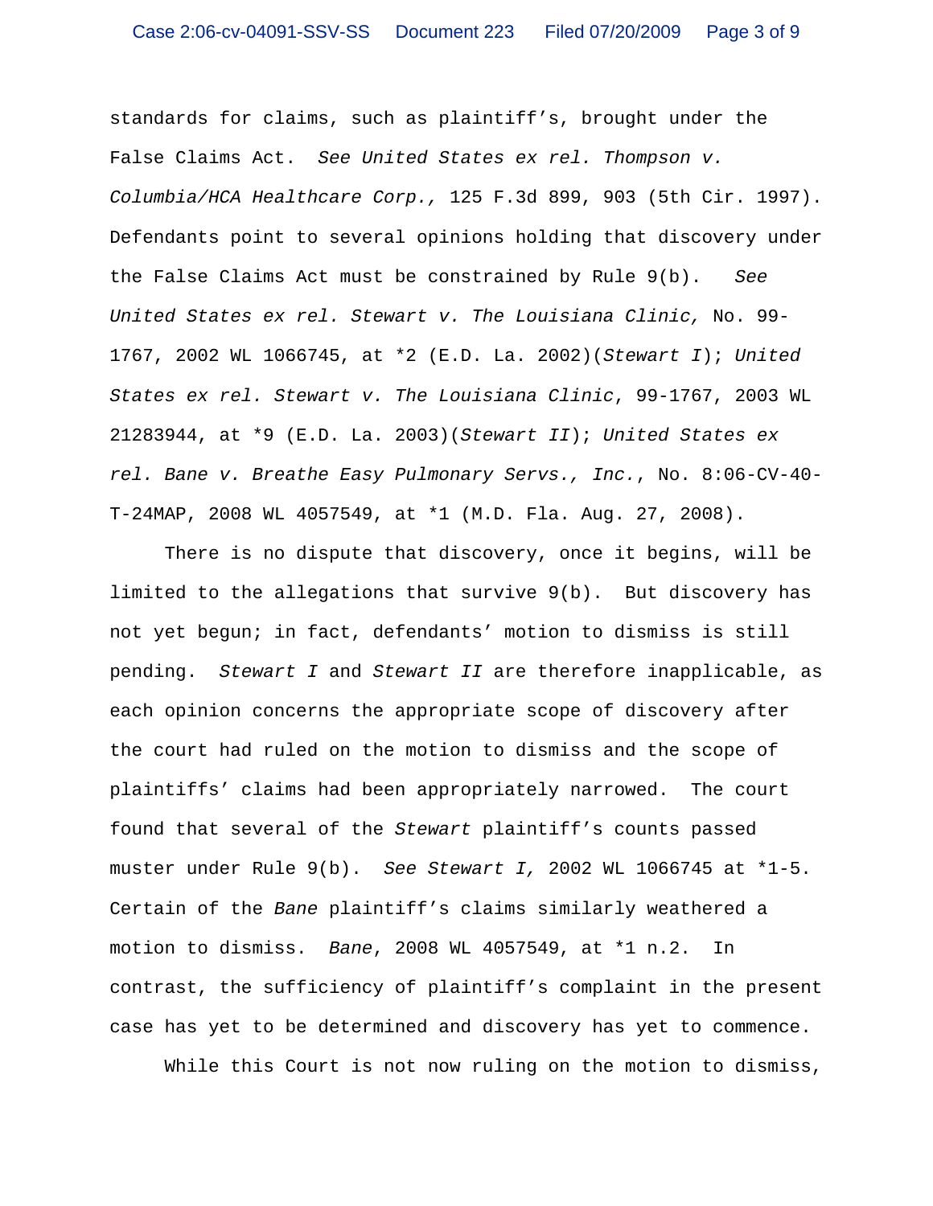standards for claims, such as plaintiff's, brought under the False Claims Act. *See United States ex rel. Thompson v. Columbia/HCA Healthcare Corp.,* 125 F.3d 899, 903 (5th Cir. 1997). Defendants point to several opinions holding that discovery under the False Claims Act must be constrained by Rule 9(b). *See United States ex rel. Stewart v. The Louisiana Clinic,* No. 99-1767, 2002 WL 1066745, at *2 (E.D. La. 2002)(*Stewart I*); *United States ex rel. Stewart v. The Louisiana Clinic*, 99-1767, 2003 WL 21283944, at *9 (E.D. La. 2003)(*Stewart II*); *United States ex rel. Bane v. Breathe Easy Pulmonary Servs., Inc.*, No. 8:06-CV-40-T-24MAP, 2008 WL 4057549, at *1 (M.D. Fla. Aug. 27, 2008).

There is no dispute that discovery, once it begins, will be limited to the allegations that survive 9(b). But discovery has not yet begun; in fact, defendants' motion to dismiss is still pending. *Stewart I* and *Stewart II* are therefore inapplicable, as each opinion concerns the appropriate scope of discovery after the court had ruled on the motion to dismiss and the scope of plaintiffs' claims had been appropriately narrowed. The court found that several of the *Stewart* plaintiff's counts passed muster under Rule 9(b). *See Stewart I,* 2002 WL 1066745 at *1-5. Certain of the *Bane* plaintiff's claims similarly weathered a motion to dismiss. *Bane*, 2008 WL 4057549, at *1 n.2. In contrast, the sufficiency of plaintiff's complaint in the present case has yet to be determined and discovery has yet to commence.

While this Court is not now ruling on the motion to dismiss,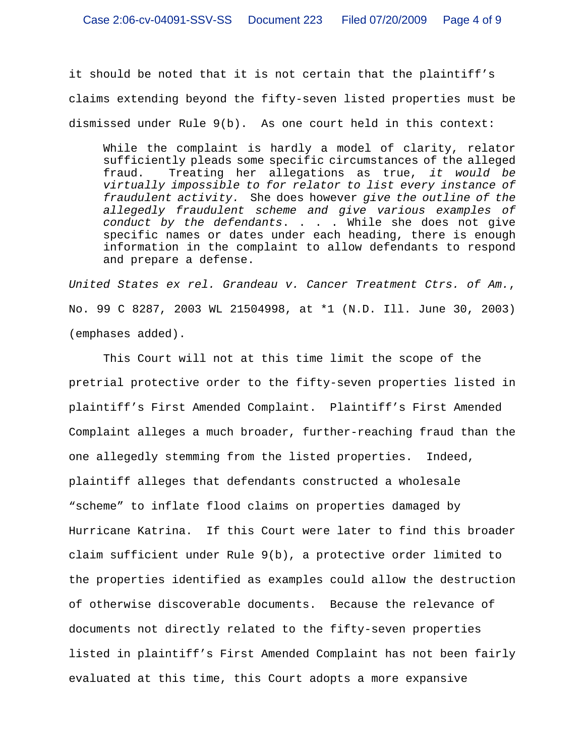it should be noted that it is not certain that the plaintiff's claims extending beyond the fifty-seven listed properties must be dismissed under Rule 9(b). As one court held in this context:

> While the complaint is hardly a model of clarity, relator sufficiently pleads some specific circumstances of the alleged fraud. Treating her allegations as true, *it would be virtually impossible to for relator to list every instance of fraudulent activity.* She does however *give the outline of the allegedly fraudulent scheme and give various examples of conduct by the defendants*. . . . While she does not give specific names or dates under each heading, there is enough information in the complaint to allow defendants to respond and prepare a defense.

*United States ex rel. Grandeau v. Cancer Treatment Ctrs. of Am.*, No. 99 C 8287, 2003 WL 21504998, at *1 (N.D. Ill. June 30, 2003) (emphases added).

This Court will not at this time limit the scope of the pretrial protective order to the fifty-seven properties listed in plaintiff's First Amended Complaint. Plaintiff's First Amended Complaint alleges a much broader, further-reaching fraud than the one allegedly stemming from the listed properties. Indeed, plaintiff alleges that defendants constructed a wholesale "scheme" to inflate flood claims on properties damaged by Hurricane Katrina. If this Court were later to find this broader claim sufficient under Rule 9(b), a protective order limited to the properties identified as examples could allow the destruction of otherwise discoverable documents. Because the relevance of documents not directly related to the fifty-seven properties listed in plaintiff's First Amended Complaint has not been fairly evaluated at this time, this Court adopts a more expansive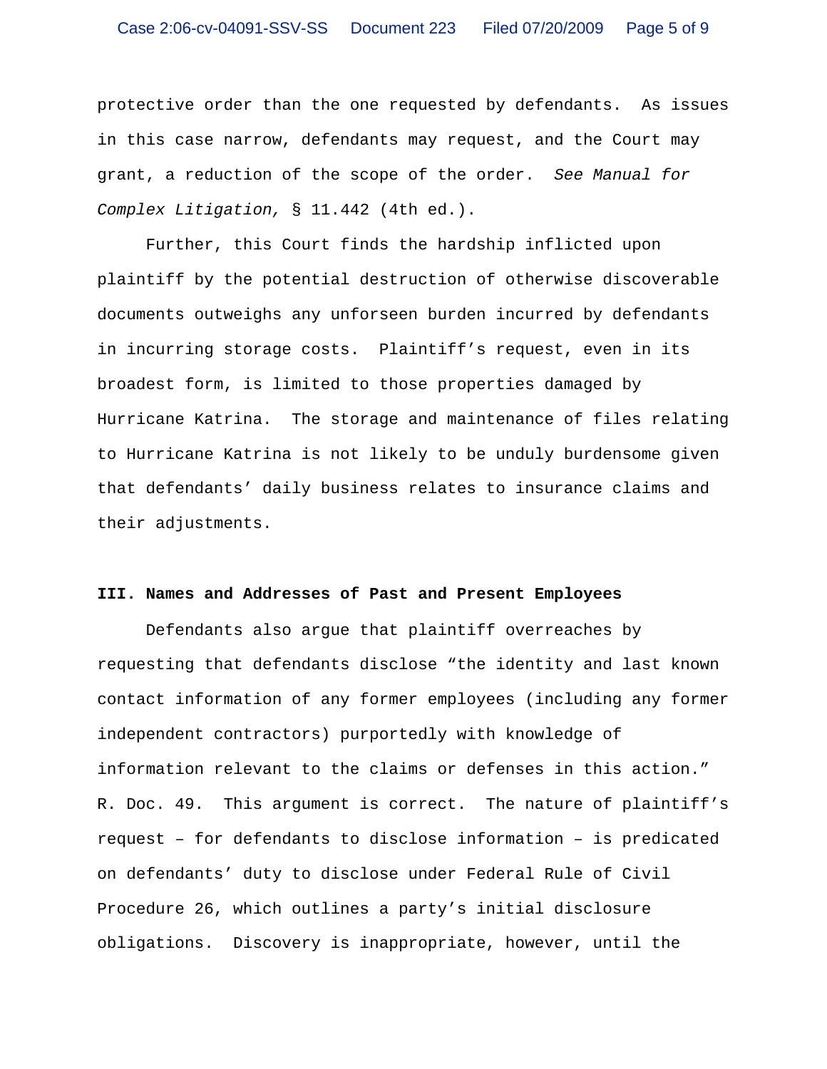protective order than the one requested by defendants. As issues in this case narrow, defendants may request, and the Court may grant, a reduction of the scope of the order. *See Manual for Complex Litigation,* § 11.442 (4th ed.).

Further, this Court finds the hardship inflicted upon plaintiff by the potential destruction of otherwise discoverable documents outweighs any unforseen burden incurred by defendants in incurring storage costs. Plaintiff's request, even in its broadest form, is limited to those properties damaged by Hurricane Katrina. The storage and maintenance of files relating to Hurricane Katrina is not likely to be unduly burdensome given that defendants' daily business relates to insurance claims and their adjustments.

**III. Names and Addresses of Past and Present Employees**

Defendants also argue that plaintiff overreaches by requesting that defendants disclose "the identity and last known contact information of any former employees (including any former independent contractors) purportedly with knowledge of information relevant to the claims or defenses in this action." R. Doc. 49. This argument is correct. The nature of plaintiff's request – for defendants to disclose information – is predicated on defendants' duty to disclose under Federal Rule of Civil Procedure 26, which outlines a party's initial disclosure obligations. Discovery is inappropriate, however, until the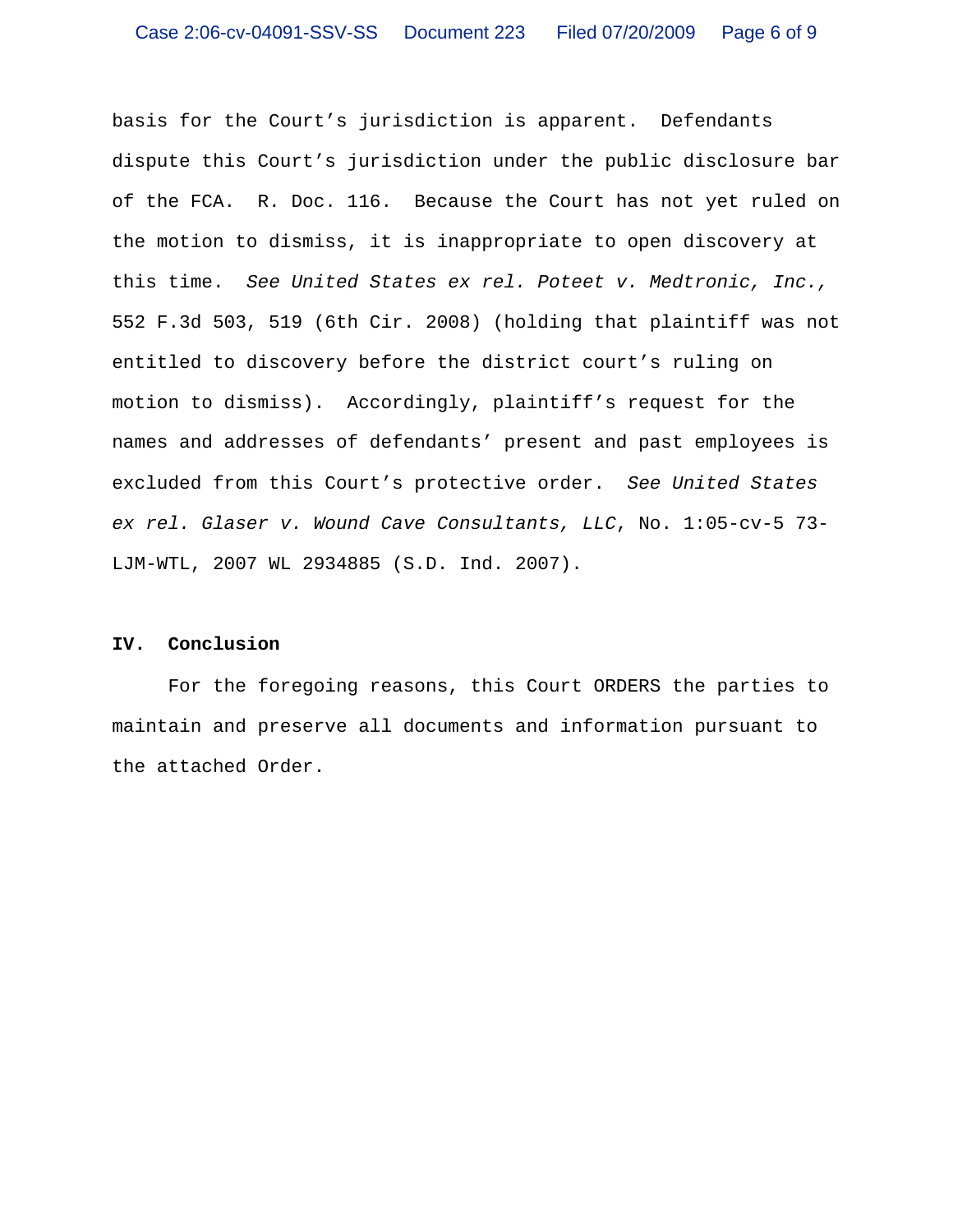basis for the Court's jurisdiction is apparent. Defendants dispute this Court's jurisdiction under the public disclosure bar of the FCA. R. Doc. 116. Because the Court has not yet ruled on the motion to dismiss, it is inappropriate to open discovery at this time. *See United States ex rel. Poteet v. Medtronic, Inc.*, 552 F.3d 503, 519 (6th Cir. 2008) (holding that plaintiff was not entitled to discovery before the district court's ruling on motion to dismiss). Accordingly, plaintiff's request for the names and addresses of defendants' present and past employees is excluded from this Court's protective order. *See United States ex rel. Glaser v. Wound Cave Consultants, LLC*, No. 1:05-cv-5 73-LJM-WTL, 2007 WL 2934885 (S.D. Ind. 2007).

## IV. Conclusion

For the foregoing reasons, this Court ORDERS the parties to maintain and preserve all documents and information pursuant to the attached Order.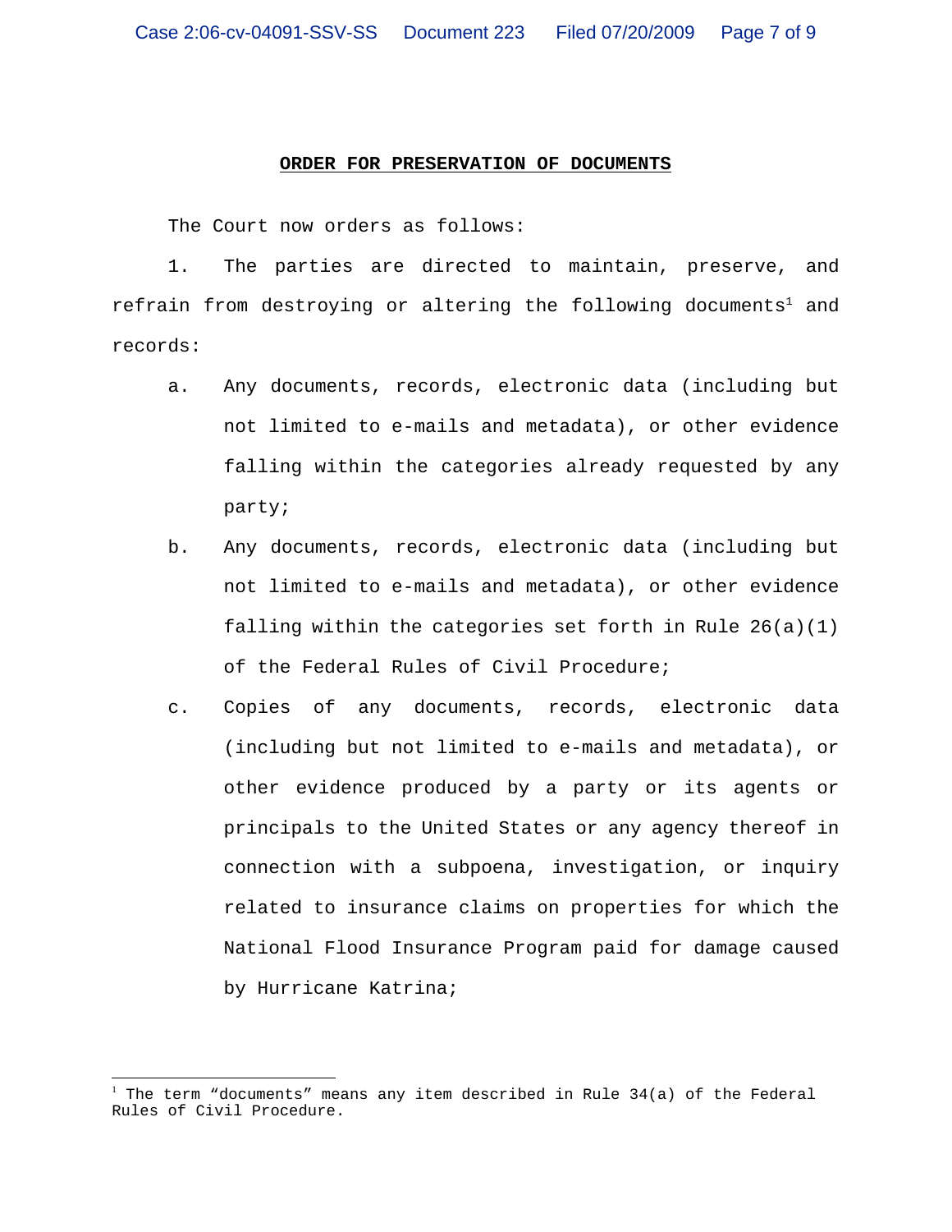**ORDER FOR PRESERVATION OF DOCUMENTS**

The Court now orders as follows:

1. The parties are directed to maintain, preserve, and refrain from destroying or altering the following documents[1] and records:

   a. Any documents, records, electronic data (including but not limited to e-mails and metadata), or other evidence falling within the categories already requested by any party;

   b. Any documents, records, electronic data (including but not limited to e-mails and metadata), or other evidence falling within the categories set forth in Rule 26(a)(1) of the Federal Rules of Civil Procedure;

   c. Copies of any documents, records, electronic data (including but not limited to e-mails and metadata), or other evidence produced by a party or its agents or principals to the United States or any agency thereof in connection with a subpoena, investigation, or inquiry related to insurance claims on properties for which the National Flood Insurance Program paid for damage caused by Hurricane Katrina;

---

[1] The term "documents" means any item described in Rule 34(a) of the Federal Rules of Civil Procedure.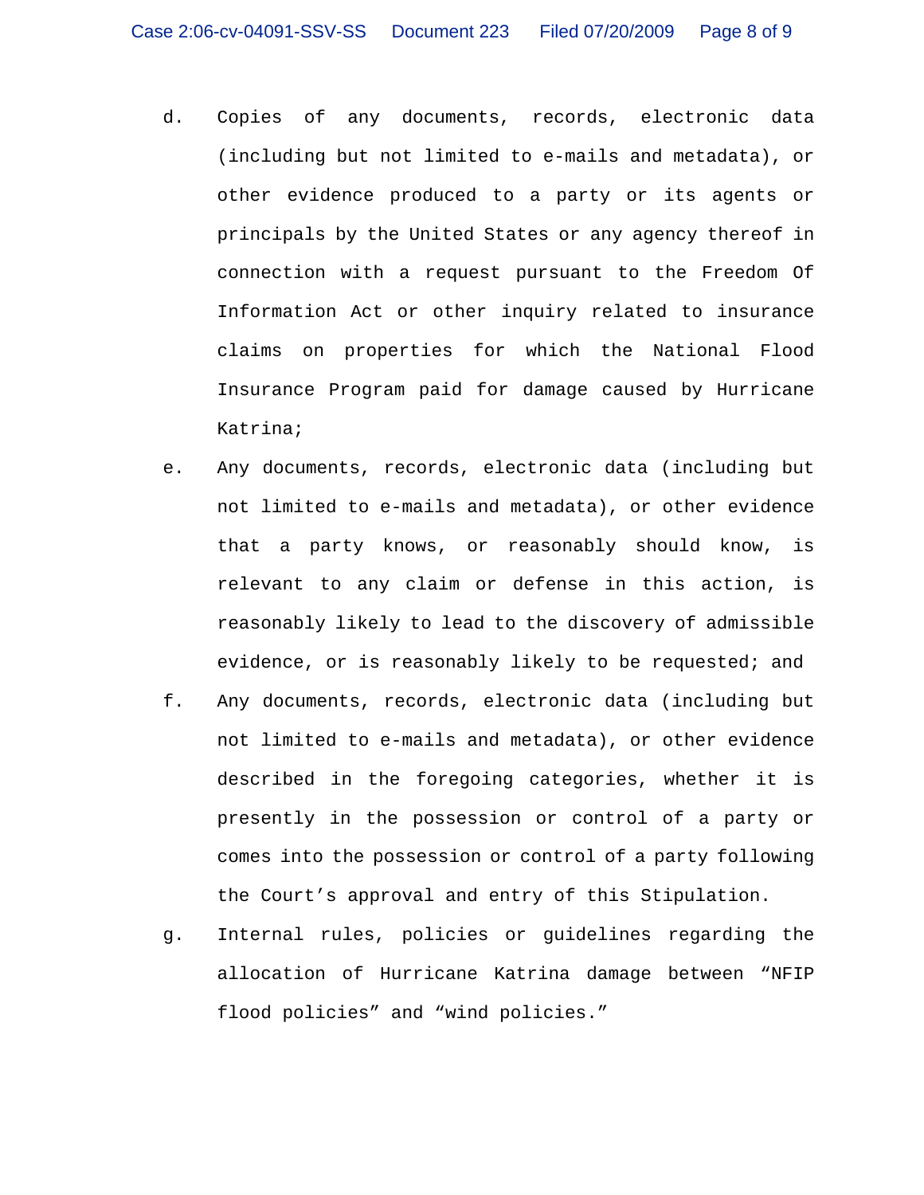d. Copies of any documents, records, electronic data (including but not limited to e-mails and metadata), or other evidence produced to a party or its agents or principals by the United States or any agency thereof in connection with a request pursuant to the Freedom Of Information Act or other inquiry related to insurance claims on properties for which the National Flood Insurance Program paid for damage caused by Hurricane Katrina;

e. Any documents, records, electronic data (including but not limited to e-mails and metadata), or other evidence that a party knows, or reasonably should know, is relevant to any claim or defense in this action, is reasonably likely to lead to the discovery of admissible evidence, or is reasonably likely to be requested; and

f. Any documents, records, electronic data (including but not limited to e-mails and metadata), or other evidence described in the foregoing categories, whether it is presently in the possession or control of a party or comes into the possession or control of a party following the Court's approval and entry of this Stipulation.

g. Internal rules, policies or guidelines regarding the allocation of Hurricane Katrina damage between "NFIP flood policies" and "wind policies."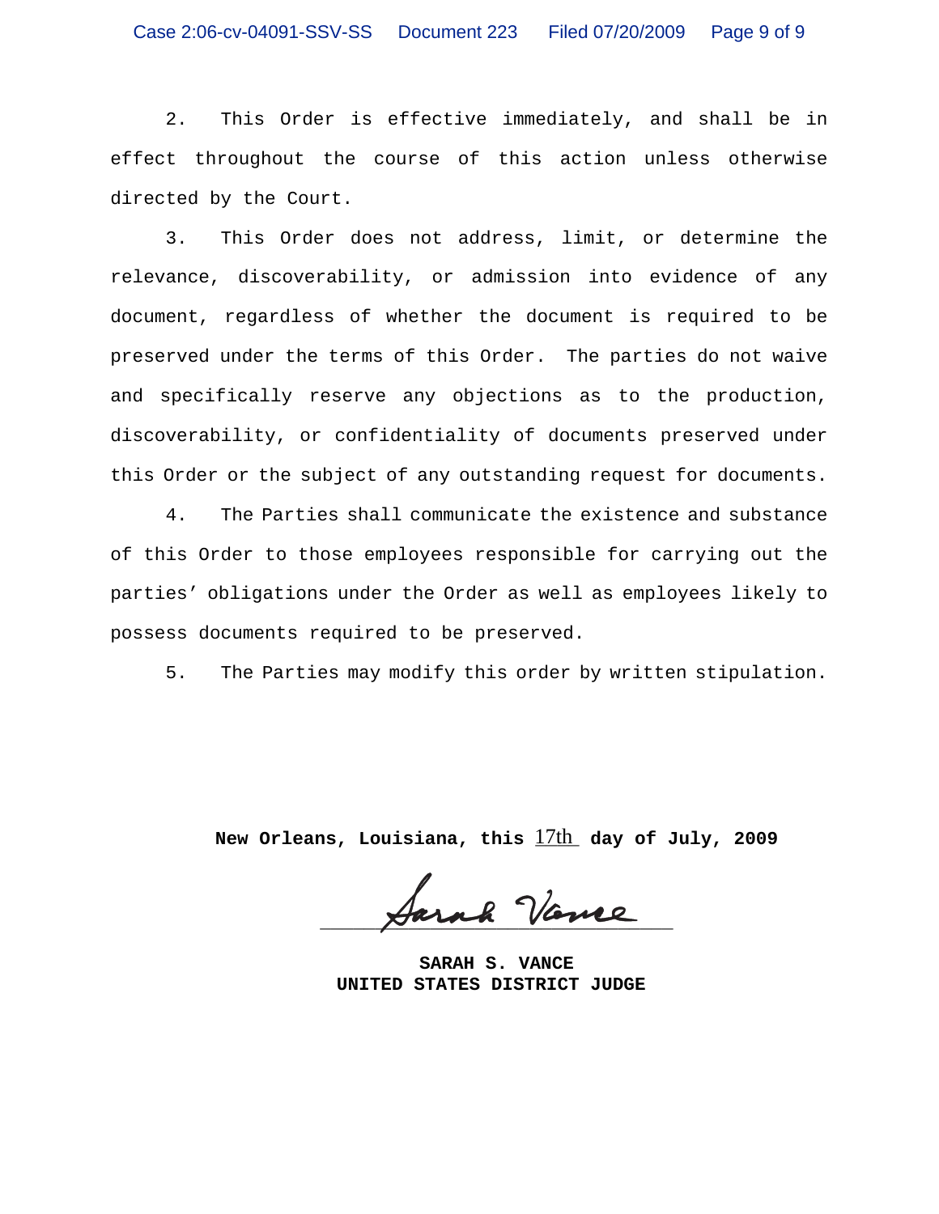2. This Order is effective immediately, and shall be in effect throughout the course of this action unless otherwise directed by the Court.

3. This Order does not address, limit, or determine the relevance, discoverability, or admission into evidence of any document, regardless of whether the document is required to be preserved under the terms of this Order. The parties do not waive and specifically reserve any objections as to the production, discoverability, or confidentiality of documents preserved under this Order or the subject of any outstanding request for documents.

4. The Parties shall communicate the existence and substance of this Order to those employees responsible for carrying out the parties' obligations under the Order as well as employees likely to possess documents required to be preserved.

5. The Parties may modify this order by written stipulation.

**New Orleans, Louisiana, this** 17th **day of July, 2009**

Sarah Vance

**SARAH S. VANCE**
**UNITED STATES DISTRICT JUDGE**